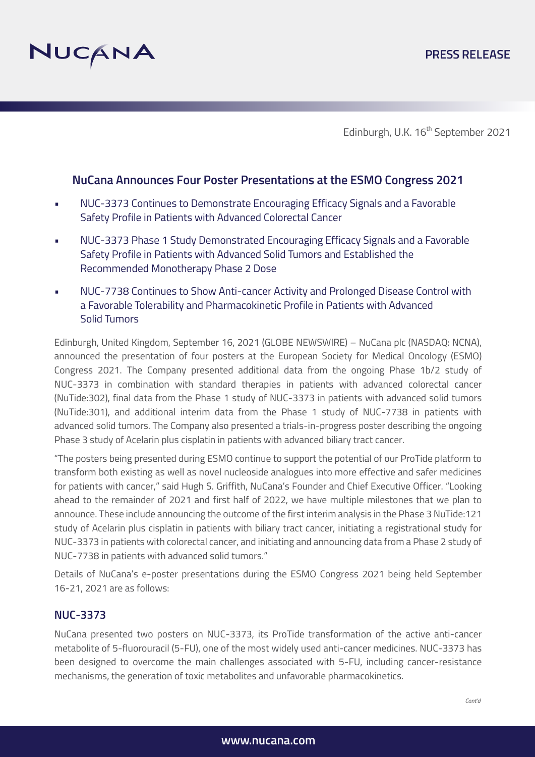NUCANA

PRESS RELEASE

Edinburgh, U.K. 16th September 2021

## NuCana Announces Four Poster Presentations at the ESMO Congress 2021

- NUC-3373 Continues to Demonstrate Encouraging Efficacy Signals and a Favorable Safety Profile in Patients with Advanced Colorectal Cancer
- NUC-3373 Phase 1 Study Demonstrated Encouraging Efficacy Signals and a Favorable Safety Profile in Patients with Advanced Solid Tumors and Established the Recommended Monotherapy Phase 2 Dose
- NUC-7738 Continues to Show Anti-cancer Activity and Prolonged Disease Control with a Favorable Tolerability and Pharmacokinetic Profile in Patients with Advanced Solid Tumors

Edinburgh, United Kingdom, September 16, 2021 (GLOBE NEWSWIRE) – NuCana plc (NASDAQ: NCNA), announced the presentation of four posters at the European Society for Medical Oncology (ESMO) Congress 2021. The Company presented additional data from the ongoing Phase 1b/2 study of NUC-3373 in combination with standard therapies in patients with advanced colorectal cancer (NuTide:302), final data from the Phase 1 study of NUC-3373 in patients with advanced solid tumors (NuTide:301), and additional interim data from the Phase 1 study of NUC-7738 in patients with advanced solid tumors. The Company also presented a trials-in-progress poster describing the ongoing Phase 3 study of Acelarin plus cisplatin in patients with advanced biliary tract cancer.

"The posters being presented during ESMO continue to support the potential of our ProTide platform to transform both existing as well as novel nucleoside analogues into more effective and safer medicines for patients with cancer," said Hugh S. Griffith, NuCana's Founder and Chief Executive Officer. "Looking ahead to the remainder of 2021 and first half of 2022, we have multiple milestones that we plan to announce. These include announcing the outcome of the first interim analysis in the Phase 3 NuTide:121 study of Acelarin plus cisplatin in patients with biliary tract cancer, initiating a registrational study for NUC-3373 in patients with colorectal cancer, and initiating and announcing data from a Phase 2 study of NUC-7738 in patients with advanced solid tumors."

Details of NuCana's e-poster presentations during the ESMO Congress 2021 being held September 16-21, 2021 are as follows:

### NUC-3373

NuCana presented two posters on NUC-3373, its ProTide transformation of the active anti-cancer metabolite of 5-fluorouracil (5-FU), one of the most widely used anti-cancer medicines. NUC-3373 has been designed to overcome the main challenges associated with 5-FU, including cancer-resistance mechanisms, the generation of toxic metabolites and unfavorable pharmacokinetics.

*Cont'd*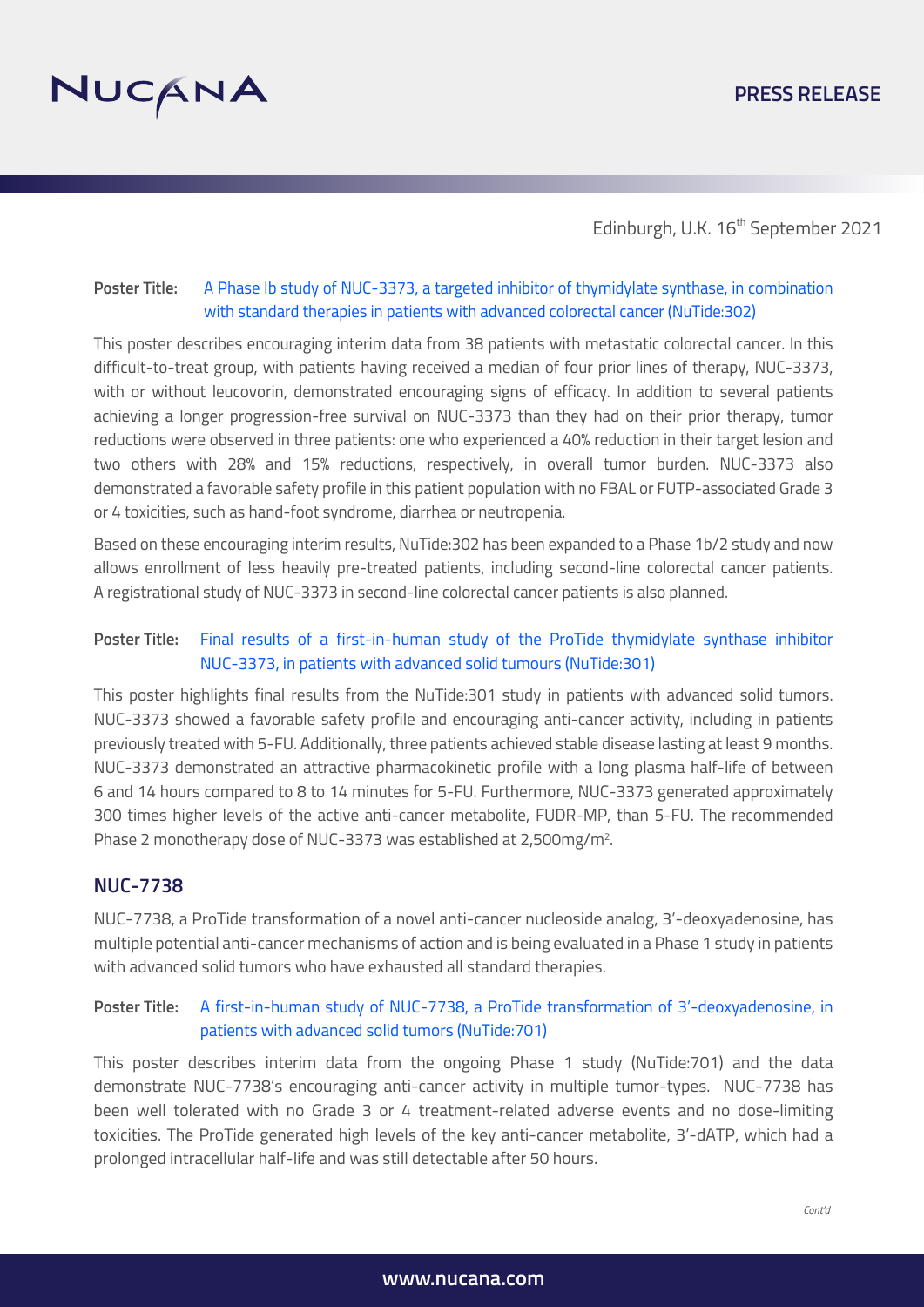Edinburgh, U.K. 16th September 2021

**Poster Title:** A Phase Ib study of NUC-3373, a targeted inhibitor of thymidylate synthase, in combination with standard therapies in patients with advanced colorectal cancer (NuTide:302)

This poster describes encouraging interim data from 38 patients with metastatic colorectal cancer. In this difficult-to-treat group, with patients having received a median of four prior lines of therapy, NUC-3373, with or without leucovorin, demonstrated encouraging signs of efficacy. In addition to several patients achieving a longer progression-free survival on NUC-3373 than they had on their prior therapy, tumor reductions were observed in three patients: one who experienced a 40% reduction in their target lesion and two others with 28% and 15% reductions, respectively, in overall tumor burden. NUC-3373 also demonstrated a favorable safety profile in this patient population with no FBAL or FUTP-associated Grade 3 or 4 toxicities, such as hand-foot syndrome, diarrhea or neutropenia.

Based on these encouraging interim results, NuTide:302 has been expanded to a Phase 1b/2 study and now allows enrollment of less heavily pre-treated patients, including second-line colorectal cancer patients. A registrational study of NUC-3373 in second-line colorectal cancer patients is also planned.

**Poster Title:** Final results of a first-in-human study of the ProTide thymidylate synthase inhibitor NUC-3373, in patients with advanced solid tumours (NuTide:301)

This poster highlights final results from the NuTide:301 study in patients with advanced solid tumors. NUC-3373 showed a favorable safety profile and encouraging anti-cancer activity, including in patients previously treated with 5-FU. Additionally, three patients achieved stable disease lasting at least 9 months. NUC-3373 demonstrated an attractive pharmacokinetic profile with a long plasma half-life of between 6 and 14 hours compared to 8 to 14 minutes for 5-FU. Furthermore, NUC-3373 generated approximately 300 times higher levels of the active anti-cancer metabolite, FUDR-MP, than 5-FU. The recommended Phase 2 monotherapy dose of NUC-3373 was established at 2,500mg/m$^2$.

## NUC-7738

NUC-7738, a ProTide transformation of a novel anti-cancer nucleoside analog, 3'-deoxyadenosine, has multiple potential anti-cancer mechanisms of action and is being evaluated in a Phase 1 study in patients with advanced solid tumors who have exhausted all standard therapies.

**Poster Title:** A first-in-human study of NUC-7738, a ProTide transformation of 3'-deoxyadenosine, in patients with advanced solid tumors (NuTide:701)

This poster describes interim data from the ongoing Phase 1 study (NuTide:701) and the data demonstrate NUC-7738's encouraging anti-cancer activity in multiple tumor-types. NUC-7738 has been well tolerated with no Grade 3 or 4 treatment-related adverse events and no dose-limiting toxicities. The ProTide generated high levels of the key anti-cancer metabolite, 3'-dATP, which had a prolonged intracellular half-life and was still detectable after 50 hours.

*Cont'd*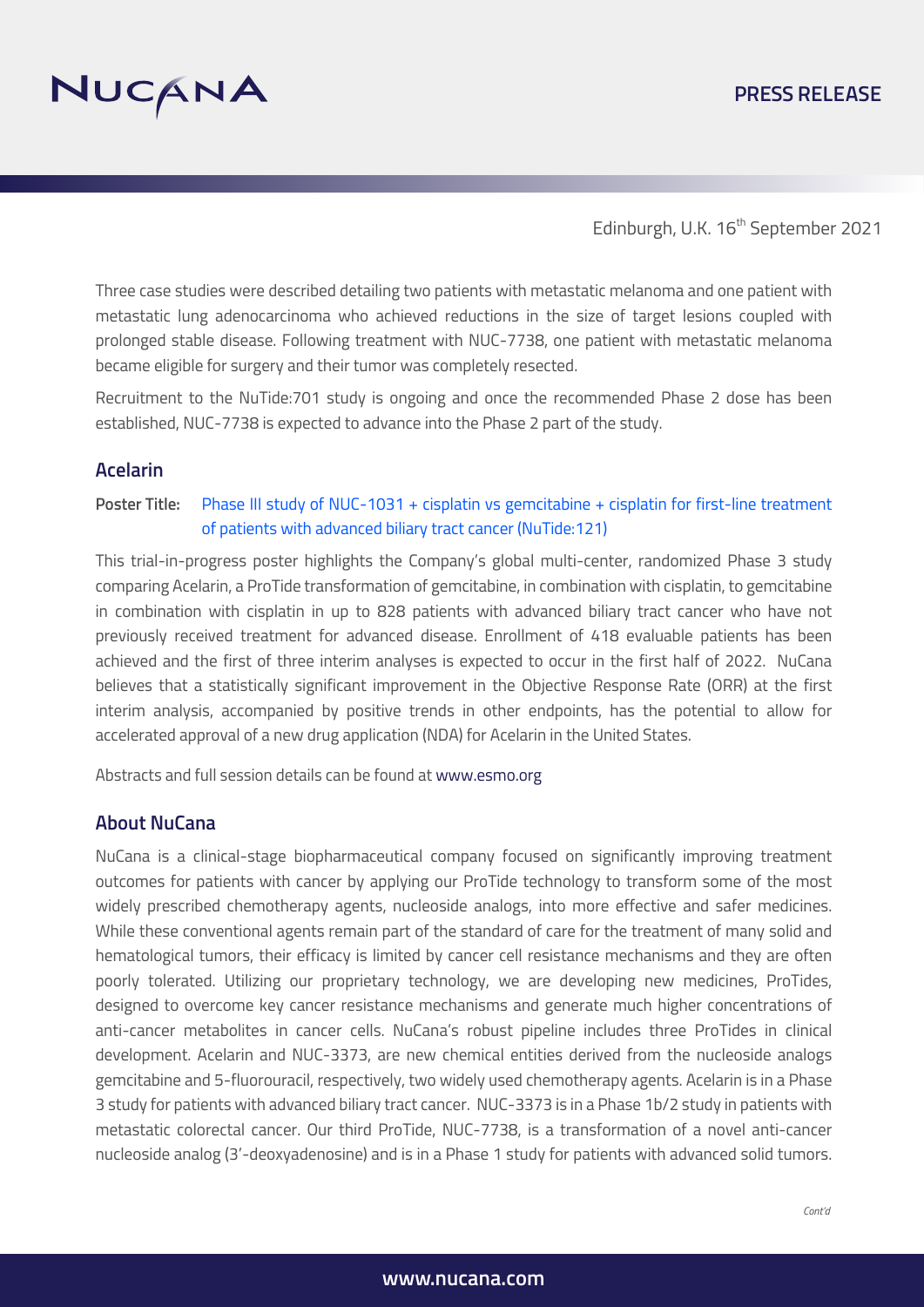Three case studies were described detailing two patients with metastatic melanoma and one patient with metastatic lung adenocarcinoma who achieved reductions in the size of target lesions coupled with prolonged stable disease. Following treatment with NUC-7738, one patient with metastatic melanoma became eligible for surgery and their tumor was completely resected.

Recruitment to the NuTide:701 study is ongoing and once the recommended Phase 2 dose has been established, NUC-7738 is expected to advance into the Phase 2 part of the study.

## Acelarin

**Poster Title:** Phase III study of NUC-1031 + cisplatin vs gemcitabine + cisplatin for first-line treatment of patients with advanced biliary tract cancer (NuTide:121)

This trial-in-progress poster highlights the Company's global multi-center, randomized Phase 3 study comparing Acelarin, a ProTide transformation of gemcitabine, in combination with cisplatin, to gemcitabine in combination with cisplatin in up to 828 patients with advanced biliary tract cancer who have not previously received treatment for advanced disease. Enrollment of 418 evaluable patients has been achieved and the first of three interim analyses is expected to occur in the first half of 2022. NuCana believes that a statistically significant improvement in the Objective Response Rate (ORR) at the first interim analysis, accompanied by positive trends in other endpoints, has the potential to allow for accelerated approval of a new drug application (NDA) for Acelarin in the United States.

Abstracts and full session details can be found at www.esmo.org

## About NuCana

NuCana is a clinical-stage biopharmaceutical company focused on significantly improving treatment outcomes for patients with cancer by applying our ProTide technology to transform some of the most widely prescribed chemotherapy agents, nucleoside analogs, into more effective and safer medicines. While these conventional agents remain part of the standard of care for the treatment of many solid and hematological tumors, their efficacy is limited by cancer cell resistance mechanisms and they are often poorly tolerated. Utilizing our proprietary technology, we are developing new medicines, ProTides, designed to overcome key cancer resistance mechanisms and generate much higher concentrations of anti-cancer metabolites in cancer cells. NuCana's robust pipeline includes three ProTides in clinical development. Acelarin and NUC-3373, are new chemical entities derived from the nucleoside analogs gemcitabine and 5-fluorouracil, respectively, two widely used chemotherapy agents. Acelarin is in a Phase 3 study for patients with advanced biliary tract cancer. NUC-3373 is in a Phase 1b/2 study in patients with metastatic colorectal cancer. Our third ProTide, NUC-7738, is a transformation of a novel anti-cancer nucleoside analog (3'-deoxyadenosine) and is in a Phase 1 study for patients with advanced solid tumors.

*Cont'd*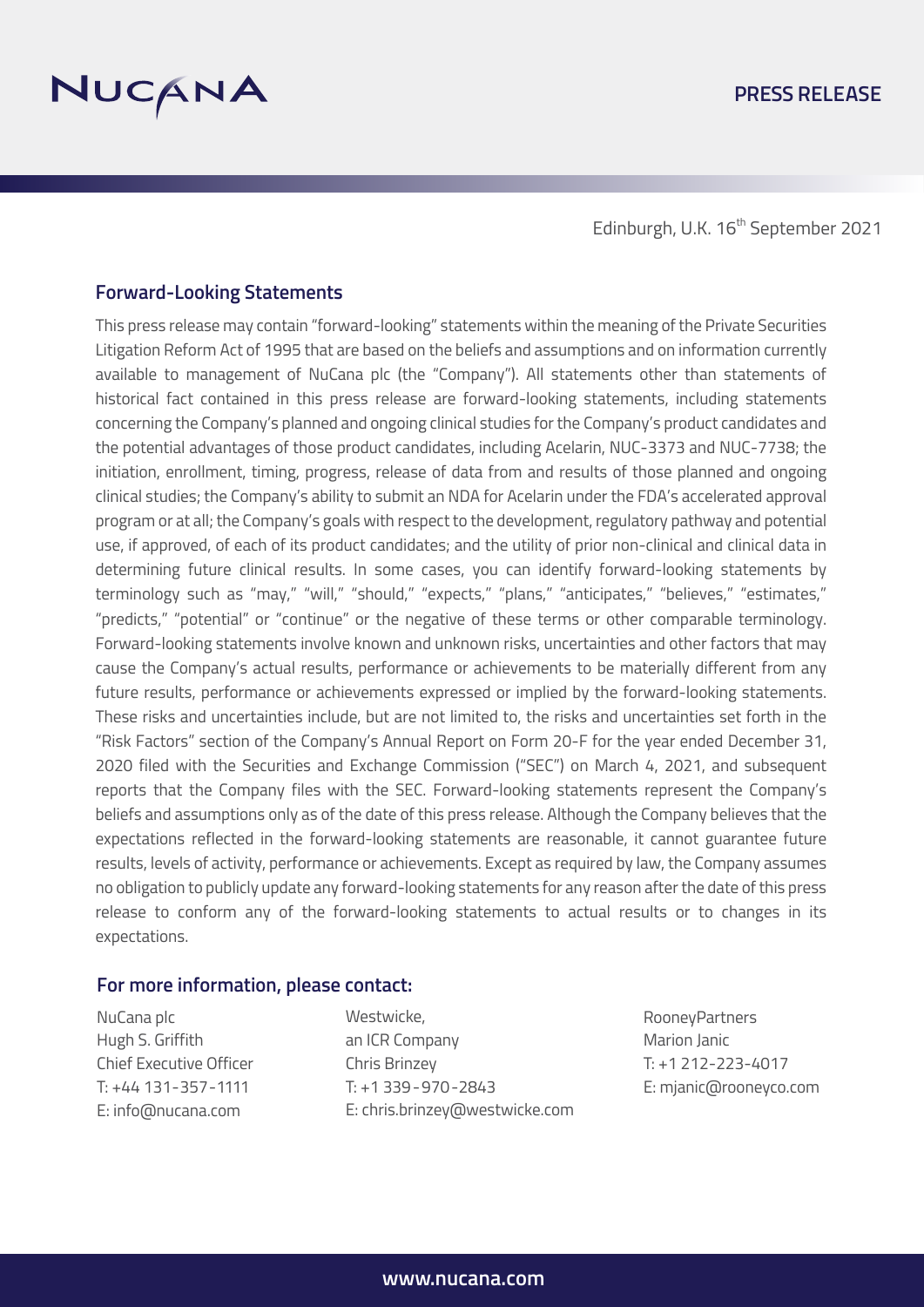Edinburgh, U.K. 16th September 2021

## Forward-Looking Statements

This press release may contain "forward-looking" statements within the meaning of the Private Securities Litigation Reform Act of 1995 that are based on the beliefs and assumptions and on information currently available to management of NuCana plc (the "Company"). All statements other than statements of historical fact contained in this press release are forward-looking statements, including statements concerning the Company's planned and ongoing clinical studies for the Company's product candidates and the potential advantages of those product candidates, including Acelarin, NUC-3373 and NUC-7738; the initiation, enrollment, timing, progress, release of data from and results of those planned and ongoing clinical studies; the Company's ability to submit an NDA for Acelarin under the FDA's accelerated approval program or at all; the Company's goals with respect to the development, regulatory pathway and potential use, if approved, of each of its product candidates; and the utility of prior non-clinical and clinical data in determining future clinical results. In some cases, you can identify forward-looking statements by terminology such as "may," "will," "should," "expects," "plans," "anticipates," "believes," "estimates," "predicts," "potential" or "continue" or the negative of these terms or other comparable terminology. Forward-looking statements involve known and unknown risks, uncertainties and other factors that may cause the Company's actual results, performance or achievements to be materially different from any future results, performance or achievements expressed or implied by the forward-looking statements. These risks and uncertainties include, but are not limited to, the risks and uncertainties set forth in the "Risk Factors" section of the Company's Annual Report on Form 20-F for the year ended December 31, 2020 filed with the Securities and Exchange Commission ("SEC") on March 4, 2021, and subsequent reports that the Company files with the SEC. Forward-looking statements represent the Company's beliefs and assumptions only as of the date of this press release. Although the Company believes that the expectations reflected in the forward-looking statements are reasonable, it cannot guarantee future results, levels of activity, performance or achievements. Except as required by law, the Company assumes no obligation to publicly update any forward-looking statements for any reason after the date of this press release to conform any of the forward-looking statements to actual results or to changes in its expectations.

## For more information, please contact:

NuCana plc
Hugh S. Griffith
Chief Executive Officer
T: +44 131-357-1111
E: info@nucana.com

Westwicke,
an ICR Company
Chris Brinzey
T: +1 339-970-2843
E: chris.brinzey@westwicke.com

RooneyPartners
Marion Janic
T: +1 212-223-4017
E: mjanic@rooneyco.com

www.nucana.com